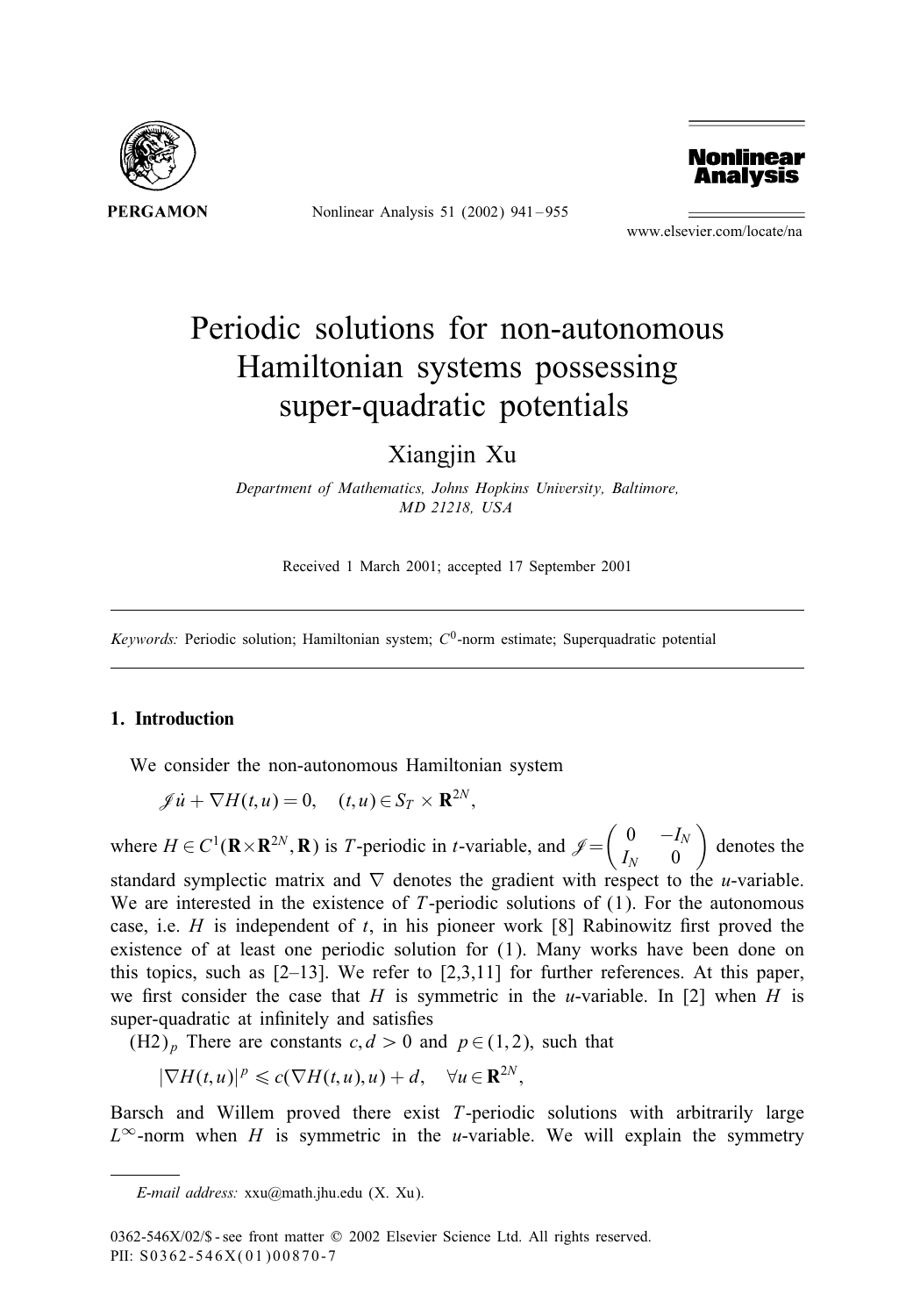# Periodic solutions for non-autonomous Hamiltonian systems possessing super-quadratic potentials

Xiangjin Xu

*Department of Mathematics, Johns Hopkins University, Baltimore, MD 21218, USA*

Received 1 March 2001; accepted 17 September 2001

*Keywords:* Periodic solution; Hamiltonian system; $C^0$-norm estimate; Superquadratic potential

## 1. Introduction

We consider the non-autonomous Hamiltonian system

$$\mathscr{J}\dot{u} + \nabla H(t, u) = 0, \quad (t, u) \in S_T \times \mathbf{R}^{2N},$$

where $H \in C^1(\mathbf{R} \times \mathbf{R}^{2N}, \mathbf{R})$ is $T$-periodic in $t$-variable, and $\mathscr{J} = \begin{pmatrix} 0 & -I_N \\ I_N & 0 \end{pmatrix}$ denotes the standard symplectic matrix and $\nabla$ denotes the gradient with respect to the $u$-variable. We are interested in the existence of $T$-periodic solutions of (1). For the autonomous case, i.e. $H$ is independent of $t$, in his pioneer work [8] Rabinowitz first proved the existence of at least one periodic solution for (1). Many works have been done on this topics, such as [2–13]. We refer to [2,3,11] for further references. At this paper, we first consider the case that $H$ is symmetric in the $u$-variable. In [2] when $H$ is super-quadratic at infinitely and satisfies

$(\mathrm{H2})_p$ There are constants $c, d > 0$ and $p \in (1, 2)$, such that

$$|\nabla H(t, u)|^p \leqslant c(\nabla H(t, u), u) + d, \quad \forall u \in \mathbf{R}^{2N},$$

Barsch and Willem proved there exist $T$-periodic solutions with arbitrarily large $L^\infty$-norm when $H$ is symmetric in the $u$-variable. We will explain the symmetry

*E-mail address:* xxu@math.jhu.edu (X. Xu).

0362-546X/02/$ - see front matter © 2002 Elsevier Science Ltd. All rights reserved.
PII: S0362-546X(01)00870-7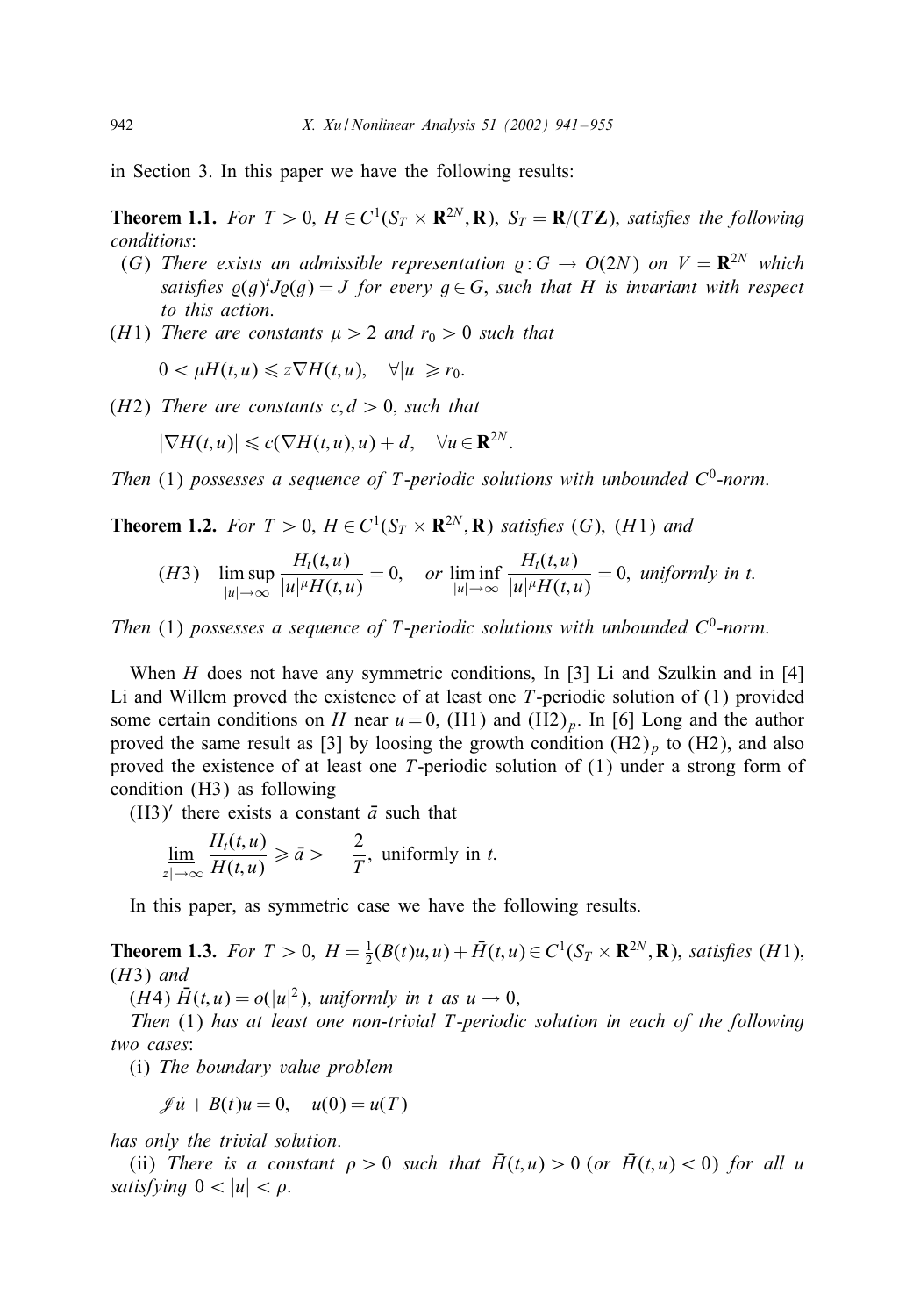in Section 3. In this paper we have the following results:

**Theorem 1.1.** *For $T > 0$, $H \in C^1(S_T \times \mathbf{R}^{2N}, \mathbf{R})$, $S_T = \mathbf{R}/(T\mathbf{Z})$, satisfies the following conditions*:

- $(G)$ *There exists an admissible representation $\varrho : G \to O(2N)$ on $V = \mathbf{R}^{2N}$ which satisfies $\varrho(g)^t J \varrho(g) = J$ for every $g \in G$, such that $H$ is invariant with respect to this action.*
- $(H1)$ *There are constants $\mu > 2$ and $r_0 > 0$ such that*
$$0 < \mu H(t,u) \leqslant z\nabla H(t,u), \quad \forall |u| \geqslant r_0.$$
- $(H2)$ *There are constants $c, d > 0$, such that*
$$|\nabla H(t,u)| \leqslant c(\nabla H(t,u), u) + d, \quad \forall u \in \mathbf{R}^{2N}.$$

*Then* (1) *possesses a sequence of $T$-periodic solutions with unbounded $C^0$-norm.*

**Theorem 1.2.** *For $T > 0$, $H \in C^1(S_T \times \mathbf{R}^{2N}, \mathbf{R})$ satisfies $(G)$, $(H1)$ and*

$$(H3) \quad \limsup_{|u| \to \infty} \frac{H_t(t,u)}{|u|^\mu H(t,u)} = 0, \quad \text{or} \ \liminf_{|u| \to \infty} \frac{H_t(t,u)}{|u|^\mu H(t,u)} = 0, \ \text{uniformly in } t.$$

*Then* (1) *possesses a sequence of $T$-periodic solutions with unbounded $C^0$-norm.*

When $H$ does not have any symmetric conditions, In [3] Li and Szulkin and in [4] Li and Willem proved the existence of at least one $T$-periodic solution of (1) provided some certain conditions on $H$ near $u = 0$, (H1) and $(\text{H2})_p$. In [6] Long and the author proved the same result as [3] by loosing the growth condition $(\text{H2})_p$ to (H2), and also proved the existence of at least one $T$-periodic solution of (1) under a strong form of condition (H3) as following

$(\text{H3})'$ there exists a constant $\bar{a}$ such that

$$\varliminf_{|z| \to \infty} \frac{H_t(t,u)}{H(t,u)} \geqslant \bar{a} > -\frac{2}{T}, \ \text{uniformly in } t.$$

In this paper, as symmetric case we have the following results.

**Theorem 1.3.** *For $T > 0$, $H = \frac{1}{2}(B(t)u, u) + \bar{H}(t,u) \in C^1(S_T \times \mathbf{R}^{2N}, \mathbf{R})$, satisfies $(H1)$, $(H3)$ and*

$(H4)$ *$\bar{H}(t,u) = o(|u|^2)$, uniformly in $t$ as $u \to 0$,*

*Then* (1) *has at least one non-trivial $T$-periodic solution in each of the following two cases*:

(i) *The boundary value problem*

$$\mathscr{J}\dot{u} + B(t)u = 0, \quad u(0) = u(T)$$

*has only the trivial solution.*

(ii) *There is a constant $\rho > 0$ such that $\bar{H}(t,u) > 0$ (or $\bar{H}(t,u) < 0$) for all $u$ satisfying $0 < |u| < \rho$.*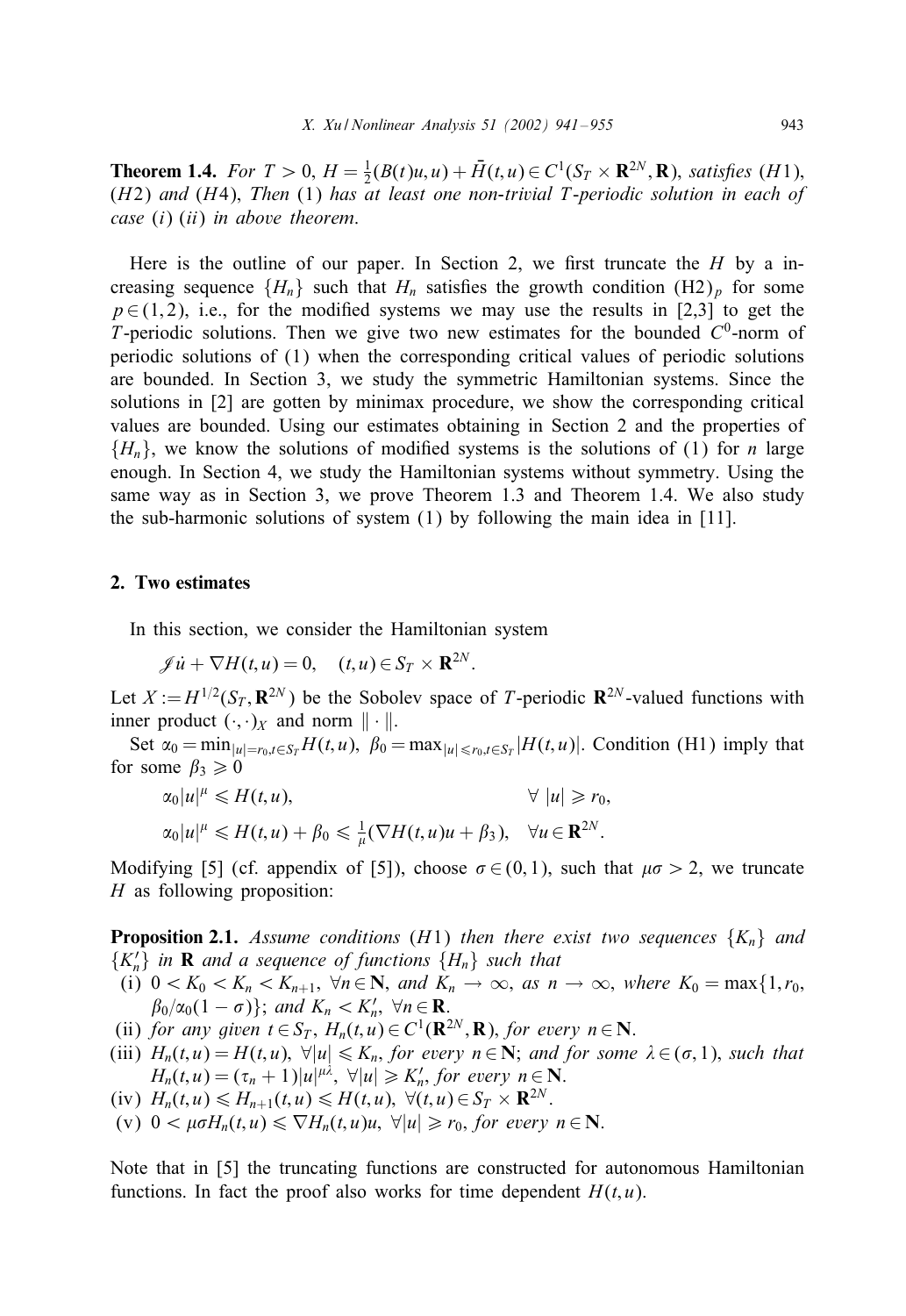**Theorem 1.4.** *For $T > 0$, $H = \frac{1}{2}(B(t)u, u) + \bar{H}(t, u) \in C^1(S_T \times \mathbf{R}^{2N}, \mathbf{R})$, satisfies (H1), (H2) and (H4), Then (1) has at least one non-trivial T-periodic solution in each of case (i) (ii) in above theorem.*

Here is the outline of our paper. In Section 2, we first truncate the $H$ by a increasing sequence $\{H_n\}$ such that $H_n$ satisfies the growth condition $(\mathrm{H2})_p$ for some $p \in (1, 2)$, i.e., for the modified systems we may use the results in [2,3] to get the $T$-periodic solutions. Then we give two new estimates for the bounded $C^0$-norm of periodic solutions of (1) when the corresponding critical values of periodic solutions are bounded. In Section 3, we study the symmetric Hamiltonian systems. Since the solutions in [2] are gotten by minimax procedure, we show the corresponding critical values are bounded. Using our estimates obtaining in Section 2 and the properties of $\{H_n\}$, we know the solutions of modified systems is the solutions of (1) for $n$ large enough. In Section 4, we study the Hamiltonian systems without symmetry. Using the same way as in Section 3, we prove Theorem 1.3 and Theorem 1.4. We also study the sub-harmonic solutions of system (1) by following the main idea in [11].

## 2. Two estimates

In this section, we consider the Hamiltonian system

$$\mathscr{J}\dot{u} + \nabla H(t, u) = 0, \quad (t, u) \in S_T \times \mathbf{R}^{2N}.$$

Let $X := H^{1/2}(S_T, \mathbf{R}^{2N})$ be the Sobolev space of $T$-periodic $\mathbf{R}^{2N}$-valued functions with inner product $(\cdot, \cdot)_X$ and norm $\|\cdot\|$.

Set $\alpha_0 = \min_{|u| = r_0, t \in S_T} H(t, u)$, $\beta_0 = \max_{|u| \leqslant r_0, t \in S_T} |H(t, u)|$. Condition (H1) imply that for some $\beta_3 \geqslant 0$

$$\alpha_0 |u|^\mu \leqslant H(t, u), \qquad \forall\ |u| \geqslant r_0,$$

$$\alpha_0 |u|^\mu \leqslant H(t, u) + \beta_0 \leqslant \tfrac{1}{\mu}(\nabla H(t, u)u + \beta_3), \quad \forall u \in \mathbf{R}^{2N}.$$

Modifying [5] (cf. appendix of [5]), choose $\sigma \in (0, 1)$, such that $\mu\sigma > 2$, we truncate $H$ as following proposition:

**Proposition 2.1.** *Assume conditions (H1) then there exist two sequences $\{K_n\}$ and $\{K_n'\}$ in $\mathbf{R}$ and a sequence of functions $\{H_n\}$ such that*

- (i) $0 < K_0 < K_n < K_{n+1}$, $\forall n \in \mathbf{N}$, *and* $K_n \to \infty$, *as* $n \to \infty$, *where* $K_0 = \max\{1, r_0, \beta_0/\alpha_0(1 - \sigma)\}$; *and* $K_n < K_n'$, $\forall n \in \mathbf{R}$.
- (ii) *for any given* $t \in S_T$, $H_n(t, u) \in C^1(\mathbf{R}^{2N}, \mathbf{R})$, *for every* $n \in \mathbf{N}$.
- (iii) $H_n(t, u) = H(t, u)$, $\forall |u| \leqslant K_n$, *for every* $n \in \mathbf{N}$; *and for some* $\lambda \in (\sigma, 1)$, *such that* $H_n(t, u) = (\tau_n + 1)|u|^{\mu\lambda}$, $\forall |u| \geqslant K_n'$, *for every* $n \in \mathbf{N}$.
- (iv) $H_n(t, u) \leqslant H_{n+1}(t, u) \leqslant H(t, u)$, $\forall (t, u) \in S_T \times \mathbf{R}^{2N}$.
- (v) $0 < \mu\sigma H_n(t, u) \leqslant \nabla H_n(t, u)u$, $\forall |u| \geqslant r_0$, *for every* $n \in \mathbf{N}$.

Note that in [5] the truncating functions are constructed for autonomous Hamiltonian functions. In fact the proof also works for time dependent $H(t, u)$.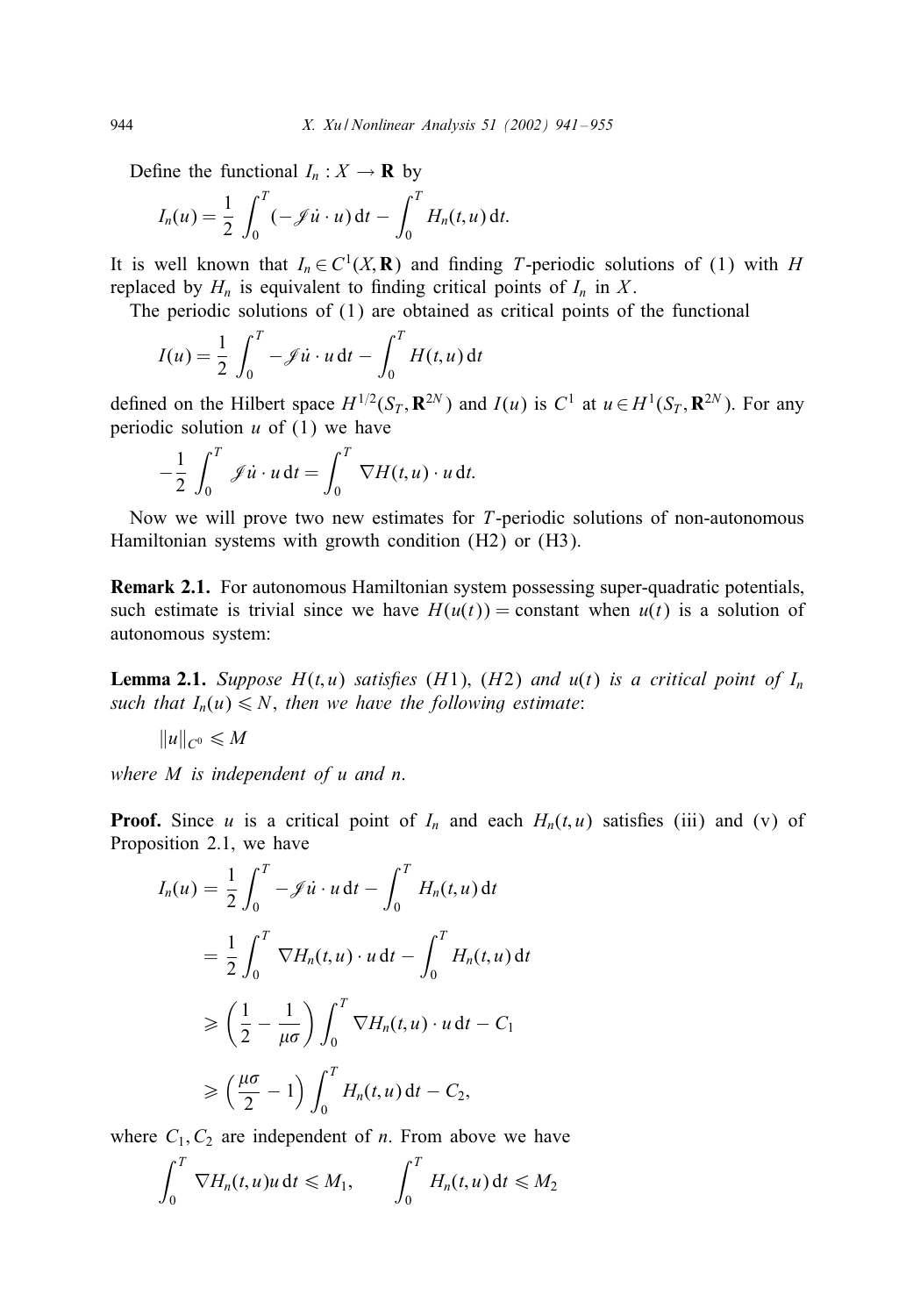Define the functional $I_n : X \to \mathbf{R}$ by

$$I_n(u) = \frac{1}{2}\int_0^T (-\mathscr{J}\dot{u} \cdot u)\,\mathrm{d}t - \int_0^T H_n(t,u)\,\mathrm{d}t.$$

It is well known that $I_n \in C^1(X, \mathbf{R})$ and finding $T$-periodic solutions of (1) with $H$ replaced by $H_n$ is equivalent to finding critical points of $I_n$ in $X$.

The periodic solutions of (1) are obtained as critical points of the functional

$$I(u) = \frac{1}{2}\int_0^T -\mathscr{J}\dot{u} \cdot u\,\mathrm{d}t - \int_0^T H(t,u)\,\mathrm{d}t$$

defined on the Hilbert space $H^{1/2}(S_T, \mathbf{R}^{2N})$ and $I(u)$ is $C^1$ at $u \in H^1(S_T, \mathbf{R}^{2N})$. For any periodic solution $u$ of (1) we have

$$-\frac{1}{2}\int_0^T \mathscr{J}\dot{u} \cdot u\,\mathrm{d}t = \int_0^T \nabla H(t,u) \cdot u\,\mathrm{d}t.$$

Now we will prove two new estimates for $T$-periodic solutions of non-autonomous Hamiltonian systems with growth condition (H2) or (H3).

**Remark 2.1.** For autonomous Hamiltonian system possessing super-quadratic potentials, such estimate is trivial since we have $H(u(t)) = \text{constant}$ when $u(t)$ is a solution of autonomous system:

**Lemma 2.1.** *Suppose $H(t,u)$ satisfies (H1), (H2) and $u(t)$ is a critical point of $I_n$ such that $I_n(u) \leqslant N$, then we have the following estimate*:

$$\|u\|_{C^0} \leqslant M$$

*where $M$ is independent of $u$ and $n$.*

**Proof.** Since $u$ is a critical point of $I_n$ and each $H_n(t,u)$ satisfies (iii) and (v) of Proposition 2.1, we have

$$\begin{aligned}
I_n(u) &= \frac{1}{2}\int_0^T -\mathscr{J}\dot{u} \cdot u\,\mathrm{d}t - \int_0^T H_n(t,u)\,\mathrm{d}t \\
&= \frac{1}{2}\int_0^T \nabla H_n(t,u) \cdot u\,\mathrm{d}t - \int_0^T H_n(t,u)\,\mathrm{d}t \\
&\geqslant \left(\frac{1}{2} - \frac{1}{\mu\sigma}\right)\int_0^T \nabla H_n(t,u) \cdot u\,\mathrm{d}t - C_1 \\
&\geqslant \left(\frac{\mu\sigma}{2} - 1\right)\int_0^T H_n(t,u)\,\mathrm{d}t - C_2,
\end{aligned}$$

where $C_1, C_2$ are independent of $n$. From above we have

$$\int_0^T \nabla H_n(t,u) u\,\mathrm{d}t \leqslant M_1, \qquad \int_0^T H_n(t,u)\,\mathrm{d}t \leqslant M_2$$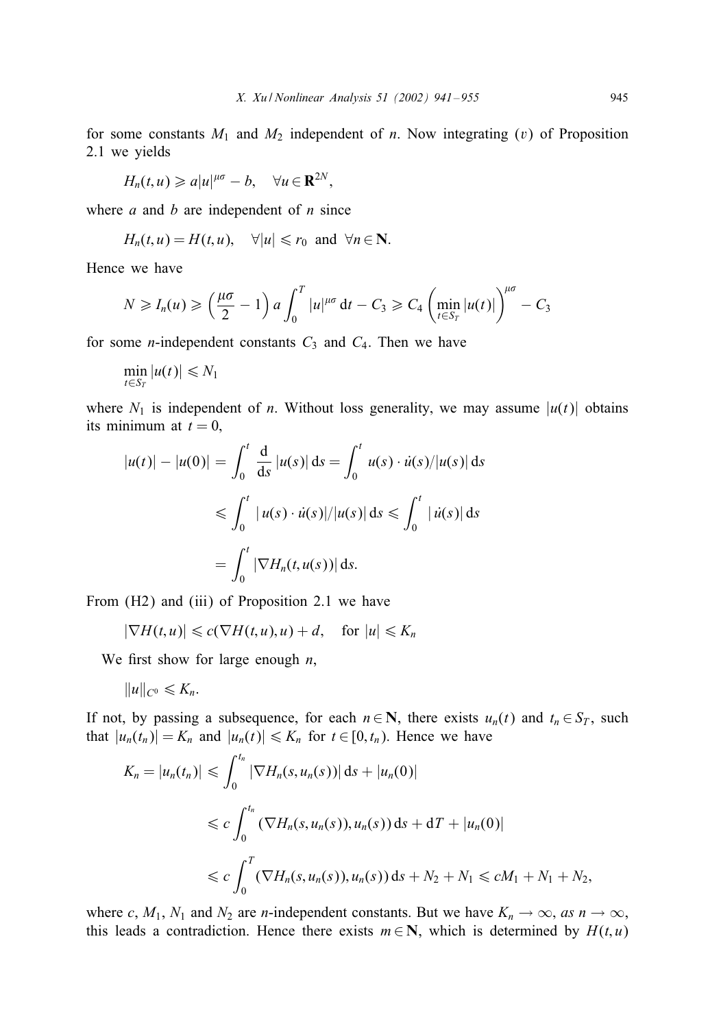for some constants $M_1$ and $M_2$ independent of $n$. Now integrating $(v)$ of Proposition 2.1 we yields

$$H_n(t,u) \geqslant a|u|^{\mu\sigma} - b, \quad \forall u \in \mathbf{R}^{2N},$$

where $a$ and $b$ are independent of $n$ since

$$H_n(t,u) = H(t,u), \quad \forall |u| \leqslant r_0 \text{ and } \forall n \in \mathbf{N}.$$

Hence we have

$$N \geqslant I_n(u) \geqslant \left(\frac{\mu\sigma}{2} - 1\right) a \int_0^T |u|^{\mu\sigma}\, \mathrm{d}t - C_3 \geqslant C_4 \left(\min_{t\in S_T} |u(t)|\right)^{\mu\sigma} - C_3$$

for some $n$-independent constants $C_3$ and $C_4$. Then we have

$$\min_{t\in S_T} |u(t)| \leqslant N_1$$

where $N_1$ is independent of $n$. Without loss generality, we may assume $|u(t)|$ obtains its minimum at $t = 0$,

$$\begin{aligned}
|u(t)| - |u(0)| &= \int_0^t \frac{\mathrm{d}}{\mathrm{d}s} |u(s)|\, \mathrm{d}s = \int_0^t u(s) \cdot \dot{u}(s)/|u(s)|\, \mathrm{d}s \\
&\leqslant \int_0^t |\, u(s) \cdot \dot{u}(s)|/|u(s)|\, \mathrm{d}s \leqslant \int_0^t |\, \dot{u}(s)|\, \mathrm{d}s \\
&= \int_0^t |\nabla H_n(t, u(s))|\, \mathrm{d}s.
\end{aligned}$$

From (H2) and (iii) of Proposition 2.1 we have

$$|\nabla H(t,u)| \leqslant c(\nabla H(t,u), u) + d, \quad \text{for } |u| \leqslant K_n$$

We first show for large enough $n$,

$$\|u\|_{C^0} \leqslant K_n.$$

If not, by passing a subsequence, for each $n \in \mathbf{N}$, there exists $u_n(t)$ and $t_n \in S_T$, such that $|u_n(t_n)| = K_n$ and $|u_n(t)| \leqslant K_n$ for $t \in [0, t_n)$. Hence we have

$$\begin{aligned}
K_n = |u_n(t_n)| &\leqslant \int_0^{t_n} |\nabla H_n(s, u_n(s))|\, \mathrm{d}s + |u_n(0)| \\
&\leqslant c \int_0^{t_n} (\nabla H_n(s, u_n(s)), u_n(s))\, \mathrm{d}s + \mathrm{d}T + |u_n(0)| \\
&\leqslant c \int_0^T (\nabla H_n(s, u_n(s)), u_n(s))\, \mathrm{d}s + N_2 + N_1 \leqslant cM_1 + N_1 + N_2,
\end{aligned}$$

where $c$, $M_1$, $N_1$ and $N_2$ are $n$-independent constants. But we have $K_n \to \infty$, *as* $n \to \infty$, this leads a contradiction. Hence there exists $m \in \mathbf{N}$, which is determined by $H(t,u)$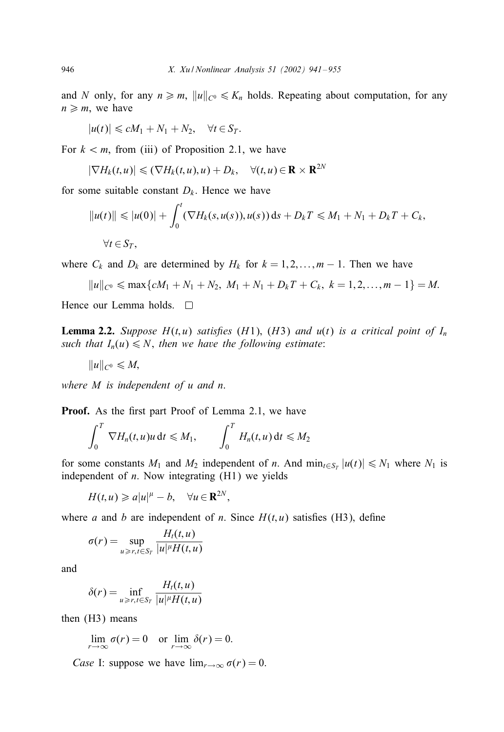and $N$ only, for any $n \geqslant m$, $\|u\|_{C^0} \leqslant K_n$ holds. Repeating about computation, for any $n \geqslant m$, we have

$$|u(t)| \leqslant cM_1 + N_1 + N_2, \quad \forall t \in S_T.$$

For $k < m$, from (iii) of Proposition 2.1, we have

$$|\nabla H_k(t,u)| \leqslant (\nabla H_k(t,u),u) + D_k, \quad \forall (t,u) \in \mathbf{R} \times \mathbf{R}^{2N}$$

for some suitable constant $D_k$. Hence we have

$$\|u(t)\| \leqslant |u(0)| + \int_0^t (\nabla H_k(s,u(s)),u(s))\,\mathrm{d}s + D_k T \leqslant M_1 + N_1 + D_k T + C_k,$$

$$\forall t \in S_T,$$

where $C_k$ and $D_k$ are determined by $H_k$ for $k = 1,2,\ldots,m-1$. Then we have

$$\|u\|_{C^0} \leqslant \max\{cM_1 + N_1 + N_2,\ M_1 + N_1 + D_k T + C_k,\ k = 1,2,\ldots,m-1\} = M.$$

Hence our Lemma holds. □

**Lemma 2.2.** *Suppose $H(t,u)$ satisfies $(H1)$, $(H3)$ and $u(t)$ is a critical point of $I_n$ such that $I_n(u) \leqslant N$, then we have the following estimate*:

$$\|u\|_{C^0} \leqslant M,$$

*where $M$ is independent of $u$ and $n$.*

**Proof.** As the first part Proof of Lemma 2.1, we have

$$\int_0^T \nabla H_n(t,u)u\,\mathrm{d}t \leqslant M_1, \qquad \int_0^T H_n(t,u)\,\mathrm{d}t \leqslant M_2$$

for some constants $M_1$ and $M_2$ independent of $n$. And $\min_{t \in S_T} |u(t)| \leqslant N_1$ where $N_1$ is independent of $n$. Now integrating (H1) we yields

$$H(t,u) \geqslant a|u|^{\mu} - b, \quad \forall u \in \mathbf{R}^{2N},$$

where $a$ and $b$ are independent of $n$. Since $H(t,u)$ satisfies (H3), define

$$\sigma(r) = \sup_{u \geqslant r, t \in S_T} \frac{H_t(t,u)}{|u|^{\mu} H(t,u)}$$

and

$$\delta(r) = \inf_{u \geqslant r, t \in S_T} \frac{H_t(t,u)}{|u|^{\mu} H(t,u)}$$

then (H3) means

$$\lim_{r \to \infty} \sigma(r) = 0 \quad \text{or} \quad \lim_{r \to \infty} \delta(r) = 0.$$

*Case* I: suppose we have $\lim_{r \to \infty} \sigma(r) = 0$.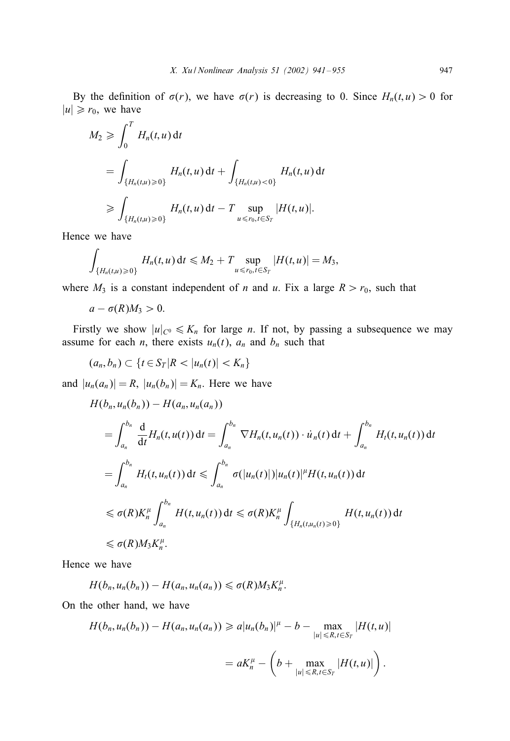By the definition of $\sigma(r)$, we have $\sigma(r)$ is decreasing to 0. Since $H_n(t,u) > 0$ for $|u| \geqslant r_0$, we have

$$
\begin{aligned}
M_2 &\geqslant \int_0^T H_n(t,u)\,\mathrm{d}t \\
&= \int_{\{H_n(t,u)\geqslant 0\}} H_n(t,u)\,\mathrm{d}t + \int_{\{H_n(t,u)<0\}} H_n(t,u)\,\mathrm{d}t \\
&\geqslant \int_{\{H_n(t,u)\geqslant 0\}} H_n(t,u)\,\mathrm{d}t - T \sup_{u\leqslant r_0, t\in S_T} |H(t,u)|.
\end{aligned}
$$

Hence we have

$$
\int_{\{H_n(t,u)\geqslant 0\}} H_n(t,u)\,\mathrm{d}t \leqslant M_2 + T \sup_{u\leqslant r_0, t\in S_T} |H(t,u)| = M_3,
$$

where $M_3$ is a constant independent of $n$ and $u$. Fix a large $R > r_0$, such that

$$
a - \sigma(R)M_3 > 0.
$$

Firstly we show $|u|_{C^0} \leqslant K_n$ for large $n$. If not, by passing a subsequence we may assume for each $n$, there exists $u_n(t)$, $a_n$ and $b_n$ such that

$$
(a_n, b_n) \subset \{t \in S_T | R < |u_n(t)| < K_n\}
$$

and $|u_n(a_n)| = R$, $|u_n(b_n)| = K_n$. Here we have

$$
\begin{aligned}
&H(b_n, u_n(b_n)) - H(a_n, u_n(a_n)) \\
&\quad = \int_{a_n}^{b_n} \frac{\mathrm{d}}{\mathrm{d}t} H_n(t,u(t))\,\mathrm{d}t = \int_{a_n}^{b_n} \nabla H_n(t,u_n(t)) \cdot \dot{u}_n(t)\,\mathrm{d}t + \int_{a_n}^{b_n} H_t(t,u_n(t))\,\mathrm{d}t \\
&\quad = \int_{a_n}^{b_n} H_t(t,u_n(t))\,\mathrm{d}t \leqslant \int_{a_n}^{b_n} \sigma(|u_n(t)|)|u_n(t)|^{\mu} H(t,u_n(t))\,\mathrm{d}t \\
&\quad \leqslant \sigma(R)K_n^{\mu} \int_{a_n}^{b_n} H(t,u_n(t))\,\mathrm{d}t \leqslant \sigma(R)K_n^{\mu} \int_{\{H_n(t,u_n(t))\geqslant 0\}} H(t,u_n(t))\,\mathrm{d}t \\
&\quad \leqslant \sigma(R)M_3K_n^{\mu}.
\end{aligned}
$$

Hence we have

$$
H(b_n, u_n(b_n)) - H(a_n, u_n(a_n)) \leqslant \sigma(R)M_3K_n^{\mu}.
$$

On the other hand, we have

$$
\begin{aligned}
H(b_n, u_n(b_n)) - H(a_n, u_n(a_n)) &\geqslant a|u_n(b_n)|^{\mu} - b - \max_{|u|\leqslant R, t\in S_T} |H(t,u)| \\
&= aK_n^{\mu} - \left(b + \max_{|u|\leqslant R, t\in S_T} |H(t,u)|\right).
\end{aligned}
$$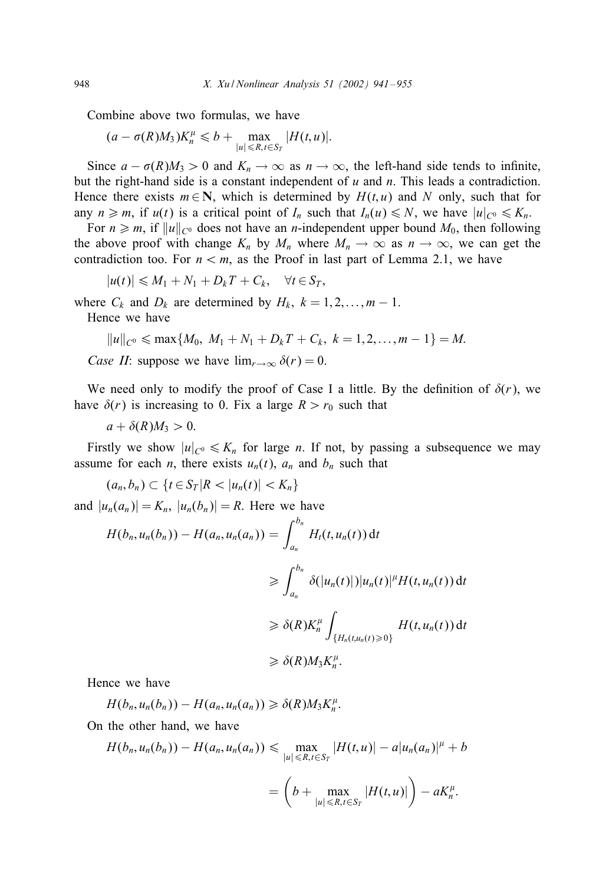Combine above two formulas, we have

$$(a - \sigma(R)M_3)K_n^\mu \leqslant b + \max_{|u| \leqslant R, t \in S_T} |H(t,u)|.$$

Since $a - \sigma(R)M_3 > 0$ and $K_n \to \infty$ as $n \to \infty$, the left-hand side tends to infinite, but the right-hand side is a constant independent of $u$ and $n$. This leads a contradiction. Hence there exists $m \in \mathbf{N}$, which is determined by $H(t,u)$ and $N$ only, such that for any $n \geqslant m$, if $u(t)$ is a critical point of $I_n$ such that $I_n(u) \leqslant N$, we have $|u|_{C^0} \leqslant K_n$.

For $n \geqslant m$, if $\|u\|_{C^0}$ does not have an $n$-independent upper bound $M_0$, then following the above proof with change $K_n$ by $M_n$ where $M_n \to \infty$ as $n \to \infty$, we can get the contradiction too. For $n < m$, as the Proof in last part of Lemma 2.1, we have

$$|u(t)| \leqslant M_1 + N_1 + D_k T + C_k, \quad \forall t \in S_T,$$

where $C_k$ and $D_k$ are determined by $H_k$, $k = 1, 2, \ldots, m-1$.

Hence we have

$$\|u\|_{C^0} \leqslant \max\{M_0,\ M_1 + N_1 + D_k T + C_k,\ k = 1, 2, \ldots, m-1\} = M.$$

*Case II*: suppose we have $\lim_{r \to \infty} \delta(r) = 0$.

We need only to modify the proof of Case I a little. By the definition of $\delta(r)$, we have $\delta(r)$ is increasing to 0. Fix a large $R > r_0$ such that

$$a + \delta(R)M_3 > 0.$$

Firstly we show $|u|_{C^0} \leqslant K_n$ for large $n$. If not, by passing a subsequence we may assume for each $n$, there exists $u_n(t)$, $a_n$ and $b_n$ such that

$$(a_n, b_n) \subset \{t \in S_T | R < |u_n(t)| < K_n\}$$

and $|u_n(a_n)| = K_n$, $|u_n(b_n)| = R$. Here we have

$$\begin{aligned} H(b_n, u_n(b_n)) - H(a_n, u_n(a_n)) &= \int_{a_n}^{b_n} H_t(t, u_n(t))\,\mathrm{d}t \\ &\geqslant \int_{a_n}^{b_n} \delta(|u_n(t)|)|u_n(t)|^\mu H(t, u_n(t))\,\mathrm{d}t \\ &\geqslant \delta(R)K_n^\mu \int_{\{H_n(t,u_n(t)) \geqslant 0\}} H(t, u_n(t))\,\mathrm{d}t \\ &\geqslant \delta(R)M_3 K_n^\mu. \end{aligned}$$

Hence we have

$$H(b_n, u_n(b_n)) - H(a_n, u_n(a_n)) \geqslant \delta(R)M_3 K_n^\mu.$$

On the other hand, we have

$$\begin{aligned} H(b_n, u_n(b_n)) - H(a_n, u_n(a_n)) &\leqslant \max_{|u| \leqslant R, t \in S_T} |H(t,u)| - a|u_n(a_n)|^\mu + b \\ &= \left(b + \max_{|u| \leqslant R, t \in S_T} |H(t,u)|\right) - aK_n^\mu. \end{aligned}$$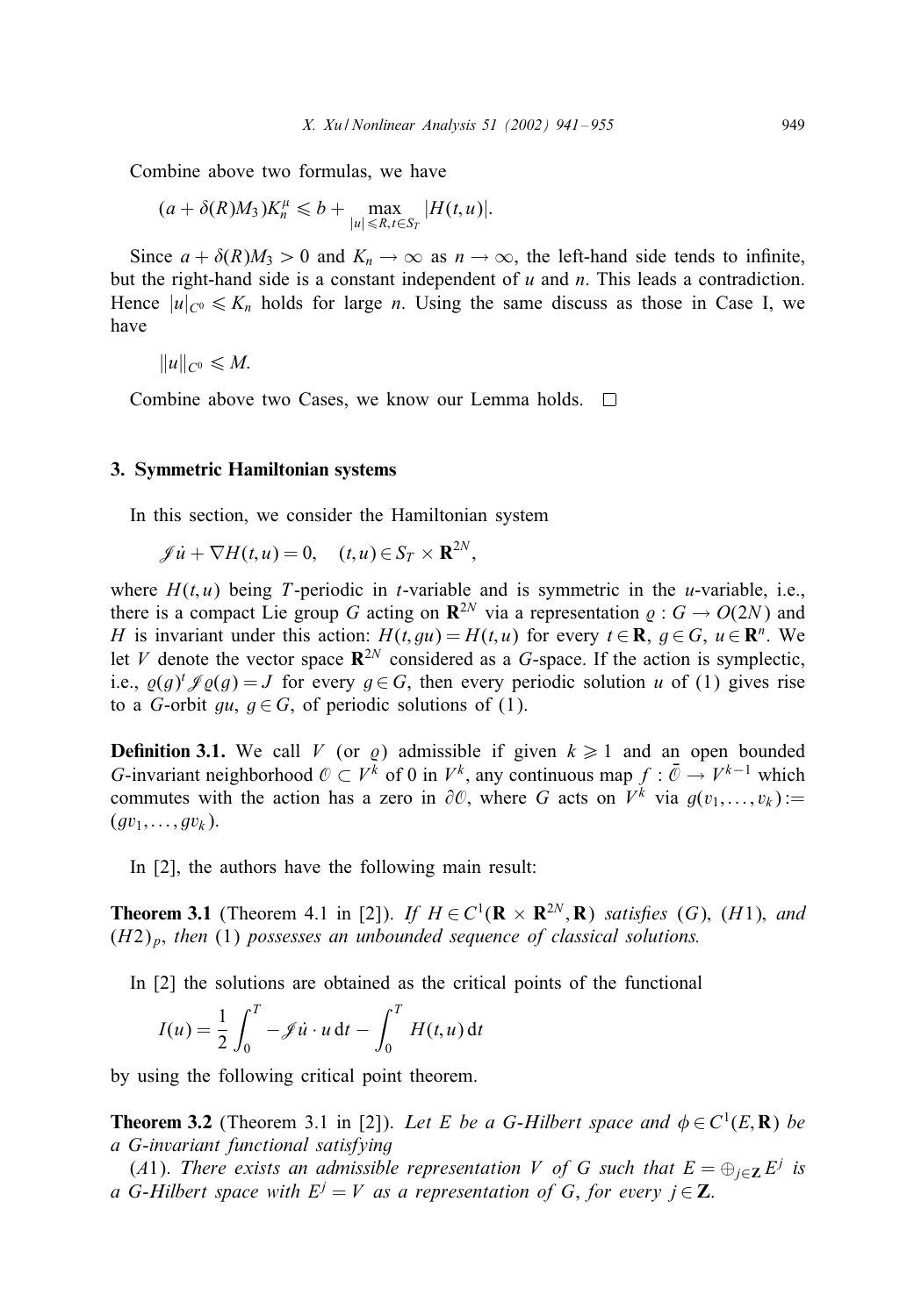Combine above two formulas, we have

$$(a + \delta(R)M_3)K_n^\mu \leqslant b + \max_{|u| \leqslant R, t \in S_T} |H(t,u)|.$$

Since $a + \delta(R)M_3 > 0$ and $K_n \to \infty$ as $n \to \infty$, the left-hand side tends to infinite, but the right-hand side is a constant independent of $u$ and $n$. This leads a contradiction. Hence $|u|_{C^0} \leqslant K_n$ holds for large $n$. Using the same discuss as those in Case I, we have

$$\|u\|_{C^0} \leqslant M.$$

Combine above two Cases, we know our Lemma holds. □

## 3. Symmetric Hamiltonian systems

In this section, we consider the Hamiltonian system

$$\mathscr{J}\dot{u} + \nabla H(t,u) = 0, \quad (t,u) \in S_T \times \mathbf{R}^{2N},$$

where $H(t,u)$ being $T$-periodic in $t$-variable and is symmetric in the $u$-variable, i.e., there is a compact Lie group $G$ acting on $\mathbf{R}^{2N}$ via a representation $\varrho : G \to O(2N)$ and $H$ is invariant under this action: $H(t, gu) = H(t,u)$ for every $t \in \mathbf{R}$, $g \in G$, $u \in \mathbf{R}^n$. We let $V$ denote the vector space $\mathbf{R}^{2N}$ considered as a $G$-space. If the action is symplectic, i.e., $\varrho(g)^t \mathscr{J} \varrho(g) = J$ for every $g \in G$, then every periodic solution $u$ of (1) gives rise to a $G$-orbit $gu$, $g \in G$, of periodic solutions of (1).

**Definition 3.1.** We call $V$ (or $\varrho$) admissible if given $k \geqslant 1$ and an open bounded $G$-invariant neighborhood $\mathcal{O} \subset V^k$ of 0 in $V^k$, any continuous map $f : \bar{\mathcal{O}} \to V^{k-1}$ which commutes with the action has a zero in $\partial\mathcal{O}$, where $G$ acts on $V^k$ via $g(v_1, \ldots, v_k) := (gv_1, \ldots, gv_k)$.

In [2], the authors have the following main result:

**Theorem 3.1** (Theorem 4.1 in [2]). *If $H \in C^1(\mathbf{R} \times \mathbf{R}^{2N}, \mathbf{R})$ satisfies $(G)$, $(H1)$, and $(H2)_p$, then* (1) *possesses an unbounded sequence of classical solutions.*

In [2] the solutions are obtained as the critical points of the functional

$$I(u) = \frac{1}{2}\int_0^T -\mathscr{J}\dot{u} \cdot u \, \mathrm{d}t - \int_0^T H(t,u) \, \mathrm{d}t$$

by using the following critical point theorem.

**Theorem 3.2** (Theorem 3.1 in [2]). *Let $E$ be a $G$-Hilbert space and $\phi \in C^1(E, \mathbf{R})$ be a $G$-invariant functional satisfying*

*(A1). There exists an admissible representation $V$ of $G$ such that $E = \oplus_{j \in \mathbf{Z}} E^j$ is a $G$-Hilbert space with $E^j = V$ as a representation of $G$, for every $j \in \mathbf{Z}$.*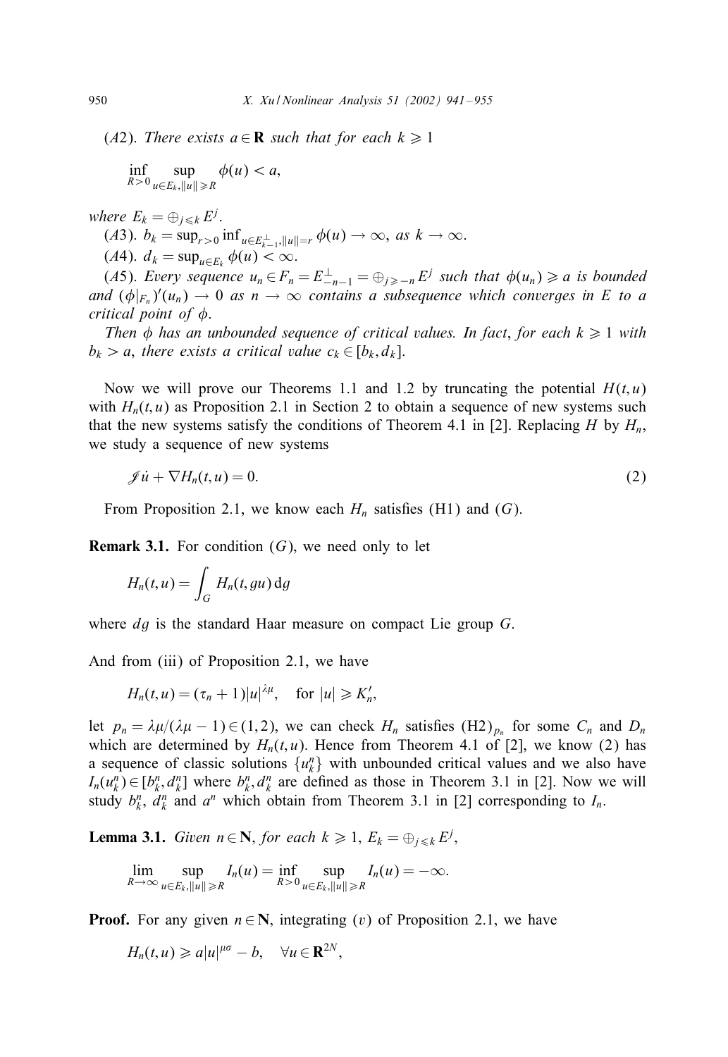*(A2)*. *There exists $a \in \mathbf{R}$ such that for each $k \geqslant 1$*

$$\inf_{R>0} \sup_{u \in E_k, \|u\| \geqslant R} \phi(u) < a,$$

*where $E_k = \oplus_{j \leqslant k} E^j$.*

*(A3)*. $b_k = \sup_{r>0} \inf_{u \in E_{k-1}^{\perp}, \|u\|=r} \phi(u) \to \infty$, *as* $k \to \infty$.

*(A4)*. $d_k = \sup_{u \in E_k} \phi(u) < \infty$.

*(A5)*. *Every sequence $u_n \in F_n = E_{-n-1}^{\perp} = \oplus_{j \geqslant -n} E^j$ such that $\phi(u_n) \geqslant a$ is bounded and $(\phi|_{F_n})'(u_n) \to 0$ as $n \to \infty$ contains a subsequence which converges in $E$ to a critical point of $\phi$.*

*Then $\phi$ has an unbounded sequence of critical values. In fact, for each $k \geqslant 1$ with $b_k > a$, there exists a critical value $c_k \in [b_k, d_k]$.*

Now we will prove our Theorems 1.1 and 1.2 by truncating the potential $H(t,u)$ with $H_n(t,u)$ as Proposition 2.1 in Section 2 to obtain a sequence of new systems such that the new systems satisfy the conditions of Theorem 4.1 in [2]. Replacing $H$ by $H_n$, we study a sequence of new systems

$$\mathscr{J}\dot{u} + \nabla H_n(t,u) = 0. \tag{2}$$

From Proposition 2.1, we know each $H_n$ satisfies (H1) and $(G)$.

**Remark 3.1.** For condition $(G)$, we need only to let

$$H_n(t,u) = \int_G H_n(t, gu)\, \mathrm{d}g$$

where $dg$ is the standard Haar measure on compact Lie group $G$.

And from (iii) of Proposition 2.1, we have

$$H_n(t,u) = (\tau_n + 1)|u|^{\lambda\mu}, \quad \text{for } |u| \geqslant K_n',$$

let $p_n = \lambda\mu/(\lambda\mu - 1) \in (1,2)$, we can check $H_n$ satisfies $(\mathrm{H2})_{p_n}$ for some $C_n$ and $D_n$ which are determined by $H_n(t,u)$. Hence from Theorem 4.1 of [2], we know (2) has a sequence of classic solutions $\{u_k^n\}$ with unbounded critical values and we also have $I_n(u_k^n) \in [b_k^n, d_k^n]$ where $b_k^n, d_k^n$ are defined as those in Theorem 3.1 in [2]. Now we will study $b_k^n$, $d_k^n$ and $a^n$ which obtain from Theorem 3.1 in [2] corresponding to $I_n$.

**Lemma 3.1.** *Given $n \in \mathbf{N}$, for each $k \geqslant 1$, $E_k = \oplus_{j \leqslant k} E^j$,*

$$\lim_{R \to \infty} \sup_{u \in E_k, \|u\| \geqslant R} I_n(u) = \inf_{R>0} \sup_{u \in E_k, \|u\| \geqslant R} I_n(u) = -\infty.$$

**Proof.** For any given $n \in \mathbf{N}$, integrating $(v)$ of Proposition 2.1, we have

$$H_n(t,u) \geqslant a|u|^{\mu\sigma} - b, \quad \forall u \in \mathbf{R}^{2N},$$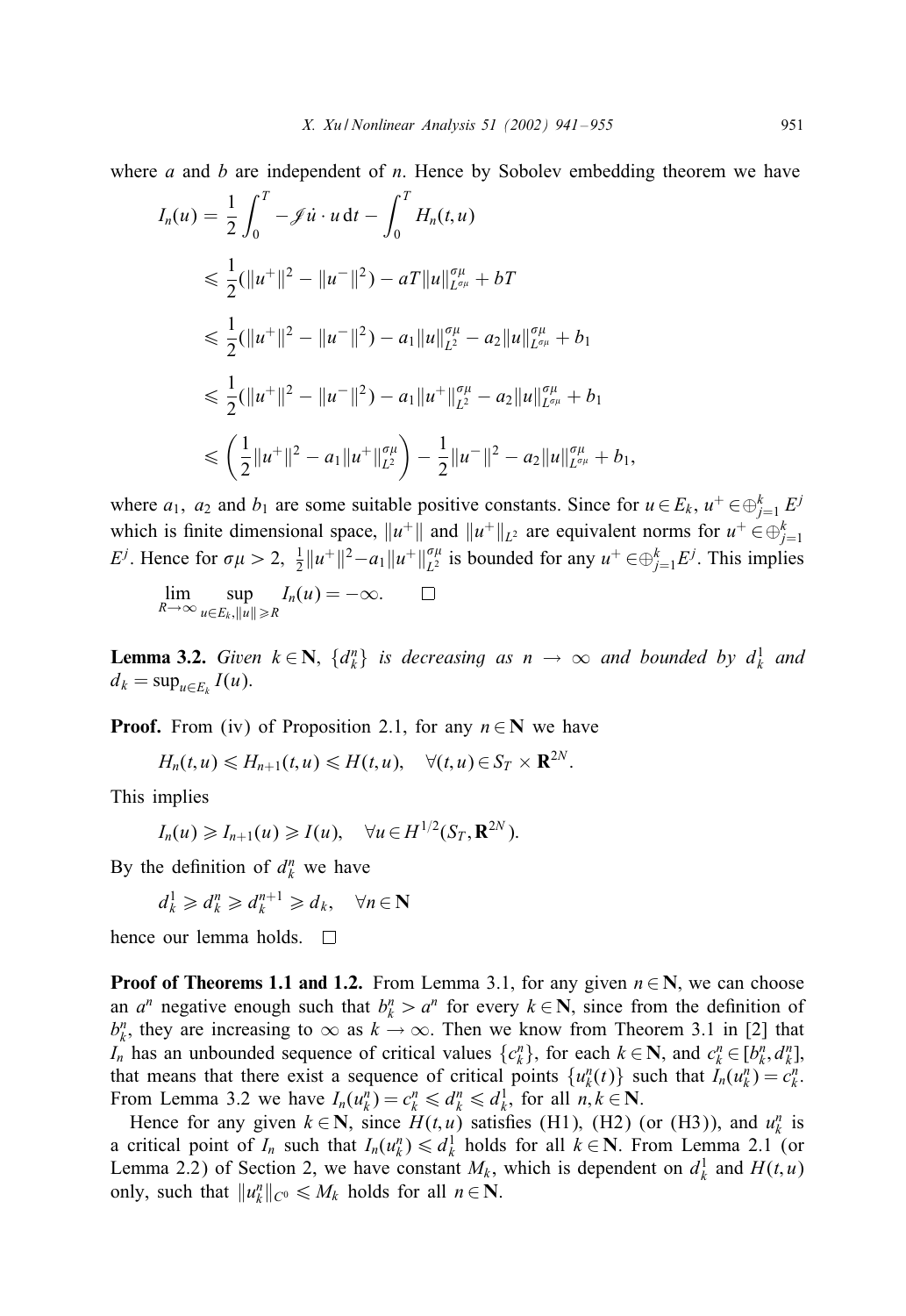where $a$ and $b$ are independent of $n$. Hence by Sobolev embedding theorem we have

$$
\begin{aligned}
I_n(u) &= \frac{1}{2}\int_0^T -\mathscr{J}\dot{u}\cdot u\,\mathrm{d}t - \int_0^T H_n(t,u) \\
&\leqslant \frac{1}{2}(\|u^+\|^2 - \|u^-\|^2) - aT\|u\|_{L^{\sigma\mu}}^{\sigma\mu} + bT \\
&\leqslant \frac{1}{2}(\|u^+\|^2 - \|u^-\|^2) - a_1\|u\|_{L^2}^{\sigma\mu} - a_2\|u\|_{L^{\sigma\mu}}^{\sigma\mu} + b_1 \\
&\leqslant \frac{1}{2}(\|u^+\|^2 - \|u^-\|^2) - a_1\|u^+\|_{L^2}^{\sigma\mu} - a_2\|u\|_{L^{\sigma\mu}}^{\sigma\mu} + b_1 \\
&\leqslant \left(\frac{1}{2}\|u^+\|^2 - a_1\|u^+\|_{L^2}^{\sigma\mu}\right) - \frac{1}{2}\|u^-\|^2 - a_2\|u\|_{L^{\sigma\mu}}^{\sigma\mu} + b_1,
\end{aligned}
$$

where $a_1$, $a_2$ and $b_1$ are some suitable positive constants. Since for $u \in E_k$, $u^+ \in \oplus_{j=1}^k E^j$ which is finite dimensional space, $\|u^+\|$ and $\|u^+\|_{L^2}$ are equivalent norms for $u^+ \in \oplus_{j=1}^k E^j$. Hence for $\sigma\mu > 2$, $\frac{1}{2}\|u^+\|^2 - a_1\|u^+\|_{L^2}^{\sigma\mu}$ is bounded for any $u^+ \in \oplus_{j=1}^k E^j$. This implies

$$
\lim_{R\to\infty} \sup_{u\in E_k, \|u\|\geqslant R} I_n(u) = -\infty. \qquad \square
$$

**Lemma 3.2.** *Given $k \in \mathbf{N}$, $\{d_k^n\}$ is decreasing as $n \to \infty$ and bounded by $d_k^1$ and $d_k = \sup_{u\in E_k} I(u)$.*

**Proof.** From (iv) of Proposition 2.1, for any $n \in \mathbf{N}$ we have

$$
H_n(t,u) \leqslant H_{n+1}(t,u) \leqslant H(t,u), \quad \forall (t,u) \in S_T \times \mathbf{R}^{2N}.
$$

This implies

$$
I_n(u) \geqslant I_{n+1}(u) \geqslant I(u), \quad \forall u \in H^{1/2}(S_T, \mathbf{R}^{2N}).
$$

By the definition of $d_k^n$ we have

$$
d_k^1 \geqslant d_k^n \geqslant d_k^{n+1} \geqslant d_k, \quad \forall n \in \mathbf{N}
$$

hence our lemma holds. $\square$

**Proof of Theorems 1.1 and 1.2.** From Lemma 3.1, for any given $n \in \mathbf{N}$, we can choose an $a^n$ negative enough such that $b_k^n > a^n$ for every $k \in \mathbf{N}$, since from the definition of $b_k^n$, they are increasing to $\infty$ as $k \to \infty$. Then we know from Theorem 3.1 in [2] that $I_n$ has an unbounded sequence of critical values $\{c_k^n\}$, for each $k \in \mathbf{N}$, and $c_k^n \in [b_k^n, d_k^n]$, that means that there exist a sequence of critical points $\{u_k^n(t)\}$ such that $I_n(u_k^n) = c_k^n$. From Lemma 3.2 we have $I_n(u_k^n) = c_k^n \leqslant d_k^n \leqslant d_k^1$, for all $n, k \in \mathbf{N}$.

Hence for any given $k \in \mathbf{N}$, since $H(t,u)$ satisfies (H1), (H2) (or (H3)), and $u_k^n$ is a critical point of $I_n$ such that $I_n(u_k^n) \leqslant d_k^1$ holds for all $k \in \mathbf{N}$. From Lemma 2.1 (or Lemma 2.2) of Section 2, we have constant $M_k$, which is dependent on $d_k^1$ and $H(t,u)$ only, such that $\|u_k^n\|_{C^0} \leqslant M_k$ holds for all $n \in \mathbf{N}$.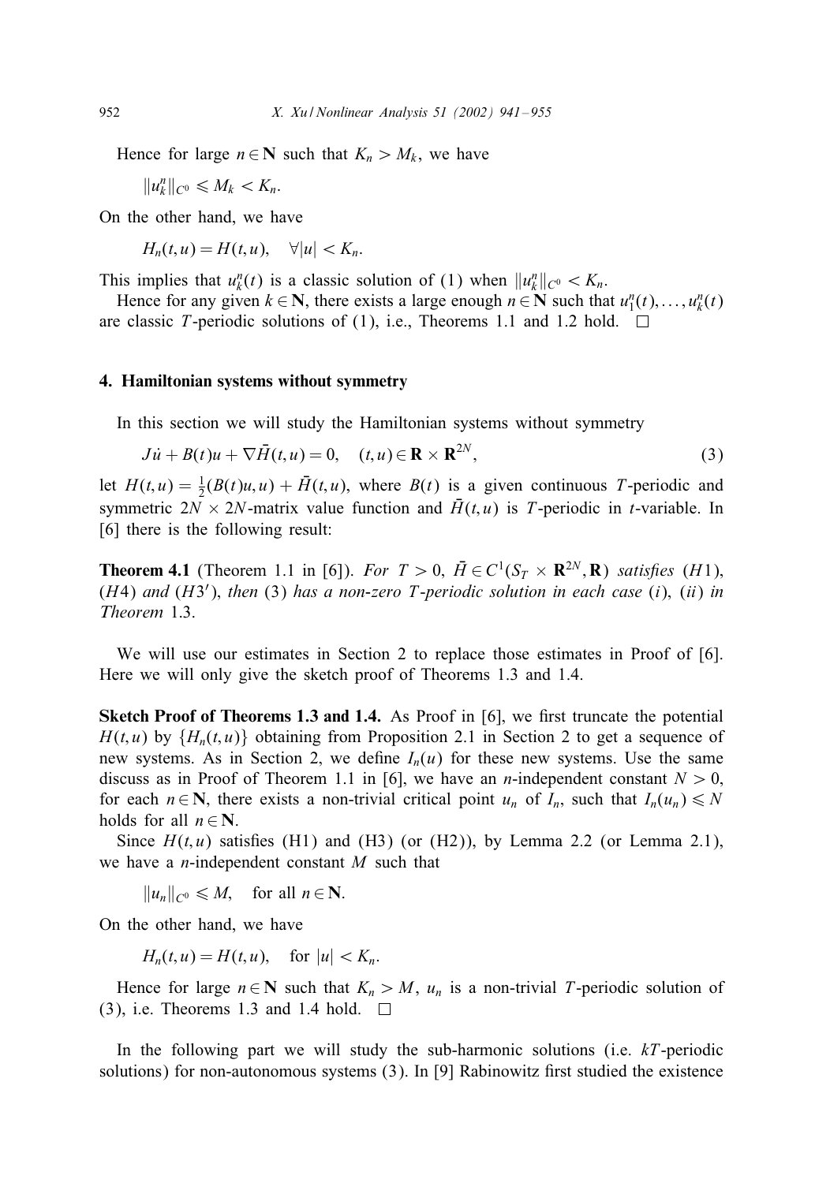Hence for large $n \in \mathbf{N}$ such that $K_n > M_k$, we have

$$\|u_k^n\|_{C^0} \leqslant M_k < K_n.$$

On the other hand, we have

$$H_n(t,u) = H(t,u), \quad \forall |u| < K_n.$$

This implies that $u_k^n(t)$ is a classic solution of (1) when $\|u_k^n\|_{C^0} < K_n$.

Hence for any given $k \in \mathbf{N}$, there exists a large enough $n \in \mathbf{N}$ such that $u_1^n(t), \ldots, u_k^n(t)$ are classic $T$-periodic solutions of (1), i.e., Theorems 1.1 and 1.2 hold. □

## 4. Hamiltonian systems without symmetry

In this section we will study the Hamiltonian systems without symmetry

$$J\dot{u} + B(t)u + \nabla \bar{H}(t,u) = 0, \quad (t,u) \in \mathbf{R} \times \mathbf{R}^{2N}, \tag{3}$$

let $H(t,u) = \frac{1}{2}(B(t)u,u) + \bar{H}(t,u)$, where $B(t)$ is a given continuous $T$-periodic and symmetric $2N \times 2N$-matrix value function and $\bar{H}(t,u)$ is $T$-periodic in $t$-variable. In [6] there is the following result:

**Theorem 4.1** (Theorem 1.1 in [6]). *For $T > 0$, $\bar{H} \in C^1(S_T \times \mathbf{R}^{2N}, \mathbf{R})$ satisfies $(H1)$, $(H4)$ and $(H3')$, then (3) has a non-zero $T$-periodic solution in each case $(i)$, $(ii)$ in Theorem* 1.3.

We will use our estimates in Section 2 to replace those estimates in Proof of [6]. Here we will only give the sketch proof of Theorems 1.3 and 1.4.

**Sketch Proof of Theorems 1.3 and 1.4.** As Proof in [6], we first truncate the potential $H(t,u)$ by $\{H_n(t,u)\}$ obtaining from Proposition 2.1 in Section 2 to get a sequence of new systems. As in Section 2, we define $I_n(u)$ for these new systems. Use the same discuss as in Proof of Theorem 1.1 in [6], we have an $n$-independent constant $N > 0$, for each $n \in \mathbf{N}$, there exists a non-trivial critical point $u_n$ of $I_n$, such that $I_n(u_n) \leqslant N$ holds for all $n \in \mathbf{N}$.

Since $H(t,u)$ satisfies (H1) and (H3) (or (H2)), by Lemma 2.2 (or Lemma 2.1), we have a $n$-independent constant $M$ such that

$$\|u_n\|_{C^0} \leqslant M, \quad \text{for all } n \in \mathbf{N}.$$

On the other hand, we have

$$H_n(t,u) = H(t,u), \quad \text{for } |u| < K_n.$$

Hence for large $n \in \mathbf{N}$ such that $K_n > M$, $u_n$ is a non-trivial $T$-periodic solution of (3), i.e. Theorems 1.3 and 1.4 hold. □

In the following part we will study the sub-harmonic solutions (i.e. $kT$-periodic solutions) for non-autonomous systems (3). In [9] Rabinowitz first studied the existence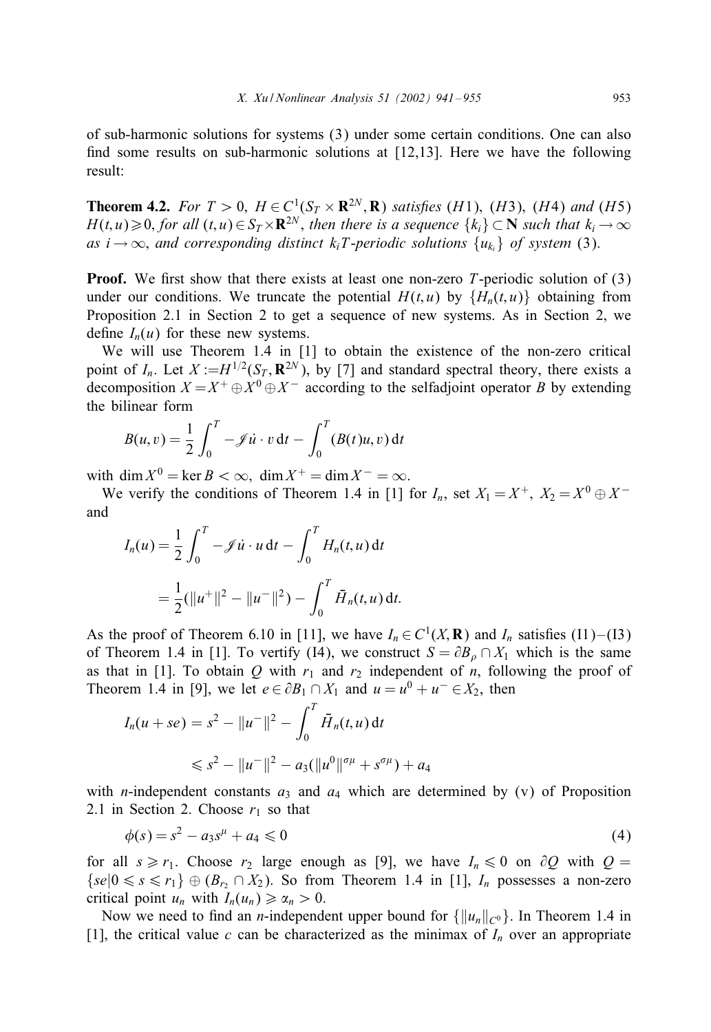of sub-harmonic solutions for systems (3) under some certain conditions. One can also find some results on sub-harmonic solutions at [12,13]. Here we have the following result:

**Theorem 4.2.** *For $T > 0$, $H \in C^1(S_T \times \mathbf{R}^{2N}, \mathbf{R})$ satisfies (H1), (H3), (H4) and (H5) $H(t,u) \geqslant 0$, for all $(t,u) \in S_T \times \mathbf{R}^{2N}$, then there is a sequence $\{k_i\} \subset \mathbf{N}$ such that $k_i \to \infty$ as $i \to \infty$, and corresponding distinct $k_i T$-periodic solutions $\{u_{k_i}\}$ of system (3).*

**Proof.** We first show that there exists at least one non-zero $T$-periodic solution of (3) under our conditions. We truncate the potential $H(t,u)$ by $\{H_n(t,u)\}$ obtaining from Proposition 2.1 in Section 2 to get a sequence of new systems. As in Section 2, we define $I_n(u)$ for these new systems.

We will use Theorem 1.4 in [1] to obtain the existence of the non-zero critical point of $I_n$. Let $X := H^{1/2}(S_T, \mathbf{R}^{2N})$, by [7] and standard spectral theory, there exists a decomposition $X = X^+ \oplus X^0 \oplus X^-$ according to the selfadjoint operator $B$ by extending the bilinear form

$$B(u,v) = \frac{1}{2}\int_0^T -\mathscr{J}\dot{u} \cdot v \, dt - \int_0^T (B(t)u, v) \, dt$$

with $\dim X^0 = \ker B < \infty$, $\dim X^+ = \dim X^- = \infty$.

We verify the conditions of Theorem 1.4 in [1] for $I_n$, set $X_1 = X^+$, $X_2 = X^0 \oplus X^-$ and

$$I_n(u) = \frac{1}{2}\int_0^T -\mathscr{J}\dot{u} \cdot u \, dt - \int_0^T H_n(t,u) \, dt$$

$$= \frac{1}{2}(\|u^+\|^2 - \|u^-\|^2) - \int_0^T \bar{H}_n(t,u) \, dt.$$

As the proof of Theorem 6.10 in [11], we have $I_n \in C^1(X, \mathbf{R})$ and $I_n$ satisfies (I1)–(I3) of Theorem 1.4 in [1]. To vertify (I4), we construct $S = \partial B_\rho \cap X_1$ which is the same as that in [1]. To obtain $Q$ with $r_1$ and $r_2$ independent of $n$, following the proof of Theorem 1.4 in [9], we let $e \in \partial B_1 \cap X_1$ and $u = u^0 + u^- \in X_2$, then

$$I_n(u + se) = s^2 - \|u^-\|^2 - \int_0^T \bar{H}_n(t,u) \, dt$$

$$\leqslant s^2 - \|u^-\|^2 - a_3(\|u^0\|^{\sigma\mu} + s^{\sigma\mu}) + a_4$$

with $n$-independent constants $a_3$ and $a_4$ which are determined by (v) of Proposition 2.1 in Section 2. Choose $r_1$ so that

$$\phi(s) = s^2 - a_3 s^\mu + a_4 \leqslant 0 \tag{4}$$

for all $s \geqslant r_1$. Choose $r_2$ large enough as [9], we have $I_n \leqslant 0$ on $\partial Q$ with $Q = \{se \mid 0 \leqslant s \leqslant r_1\} \oplus (B_{r_2} \cap X_2)$. So from Theorem 1.4 in [1], $I_n$ possesses a non-zero critical point $u_n$ with $I_n(u_n) \geqslant \alpha_n > 0$.

Now we need to find an $n$-independent upper bound for $\{\|u_n\|_{C^0}\}$. In Theorem 1.4 in [1], the critical value $c$ can be characterized as the minimax of $I_n$ over an appropriate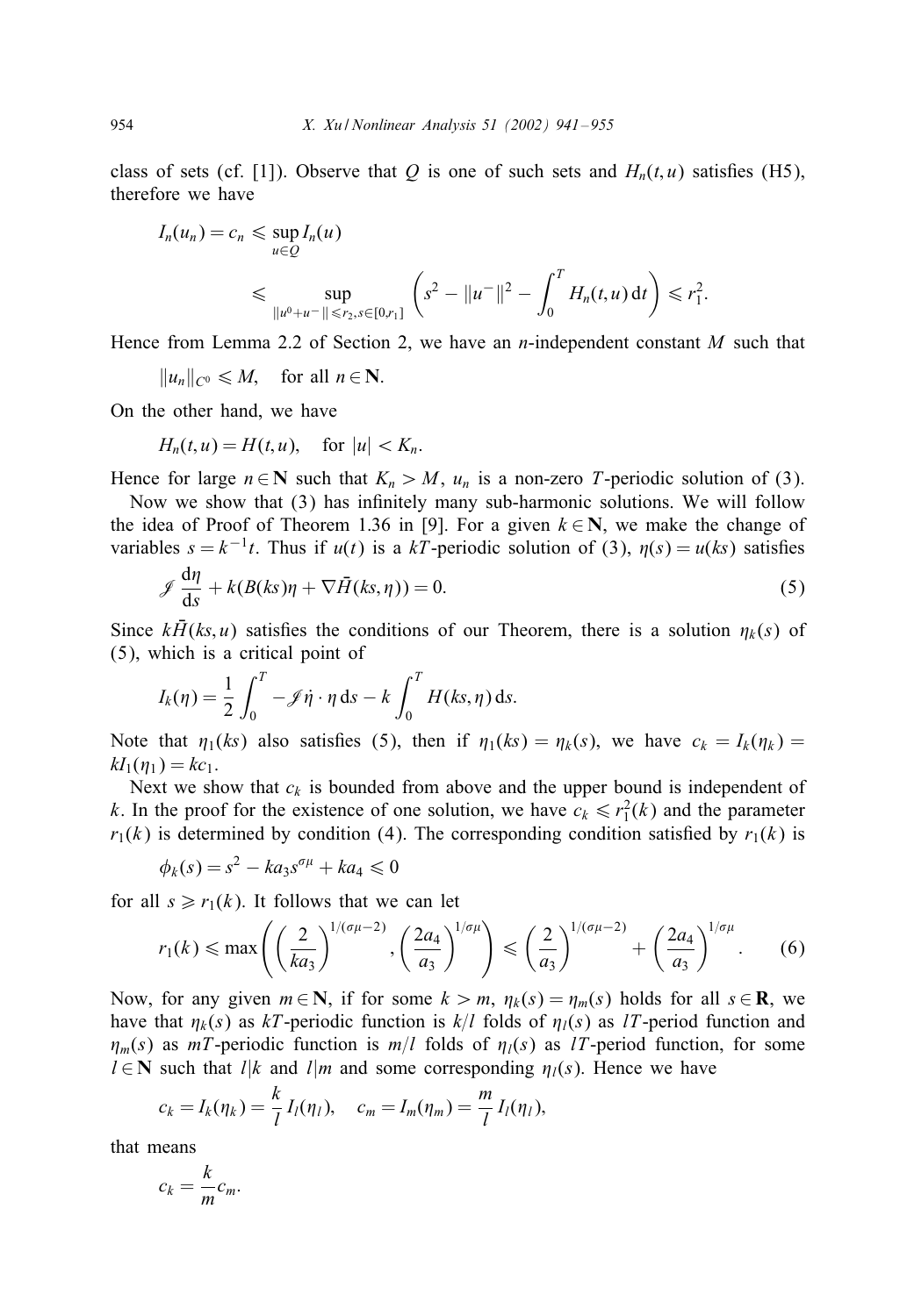class of sets (cf. [1]). Observe that $Q$ is one of such sets and $H_n(t,u)$ satisfies (H5), therefore we have

$$I_n(u_n) = c_n \leqslant \sup_{u \in Q} I_n(u)$$
$$\leqslant \sup_{\|u^0+u^-\| \leqslant r_2, s\in[0,r_1]} \left( s^2 - \|u^-\|^2 - \int_0^T H_n(t,u)\,\mathrm{d}t \right) \leqslant r_1^2.$$

Hence from Lemma 2.2 of Section 2, we have an $n$-independent constant $M$ such that

$$\|u_n\|_{C^0} \leqslant M, \quad \text{for all } n \in \mathbf{N}.$$

On the other hand, we have

$$H_n(t,u) = H(t,u), \quad \text{for } |u| < K_n.$$

Hence for large $n \in \mathbf{N}$ such that $K_n > M$, $u_n$ is a non-zero $T$-periodic solution of (3).

Now we show that (3) has infinitely many sub-harmonic solutions. We will follow the idea of Proof of Theorem 1.36 in [9]. For a given $k \in \mathbf{N}$, we make the change of variables $s = k^{-1}t$. Thus if $u(t)$ is a $kT$-periodic solution of (3), $\eta(s) = u(ks)$ satisfies

$$\mathscr{J}\frac{\mathrm{d}\eta}{\mathrm{d}s} + k(B(ks)\eta + \nabla \bar{H}(ks,\eta)) = 0. \tag{5}$$

Since $k\bar{H}(ks,u)$ satisfies the conditions of our Theorem, there is a solution $\eta_k(s)$ of (5), which is a critical point of

$$I_k(\eta) = \frac{1}{2}\int_0^T -\mathscr{J}\dot{\eta}\cdot\eta\,\mathrm{d}s - k\int_0^T H(ks,\eta)\,\mathrm{d}s.$$

Note that $\eta_1(ks)$ also satisfies (5), then if $\eta_1(ks) = \eta_k(s)$, we have $c_k = I_k(\eta_k) = kI_1(\eta_1) = kc_1$.

Next we show that $c_k$ is bounded from above and the upper bound is independent of $k$. In the proof for the existence of one solution, we have $c_k \leqslant r_1^2(k)$ and the parameter $r_1(k)$ is determined by condition (4). The corresponding condition satisfied by $r_1(k)$ is

$$\phi_k(s) = s^2 - ka_3 s^{\sigma\mu} + ka_4 \leqslant 0$$

for all $s \geqslant r_1(k)$. It follows that we can let

$$r_1(k) \leqslant \max\left( \left(\frac{2}{ka_3}\right)^{1/(\sigma\mu-2)}, \left(\frac{2a_4}{a_3}\right)^{1/\sigma\mu} \right) \leqslant \left(\frac{2}{a_3}\right)^{1/(\sigma\mu-2)} + \left(\frac{2a_4}{a_3}\right)^{1/\sigma\mu}. \tag{6}$$

Now, for any given $m \in \mathbf{N}$, if for some $k > m$, $\eta_k(s) = \eta_m(s)$ holds for all $s \in \mathbf{R}$, we have that $\eta_k(s)$ as $kT$-periodic function is $k/l$ folds of $\eta_l(s)$ as $lT$-period function and $\eta_m(s)$ as $mT$-periodic function is $m/l$ folds of $\eta_l(s)$ as $lT$-period function, for some $l \in \mathbf{N}$ such that $l|k$ and $l|m$ and some corresponding $\eta_l(s)$. Hence we have

$$c_k = I_k(\eta_k) = \frac{k}{l} I_l(\eta_l), \quad c_m = I_m(\eta_m) = \frac{m}{l} I_l(\eta_l),$$

that means

$$c_k = \frac{k}{m} c_m.$$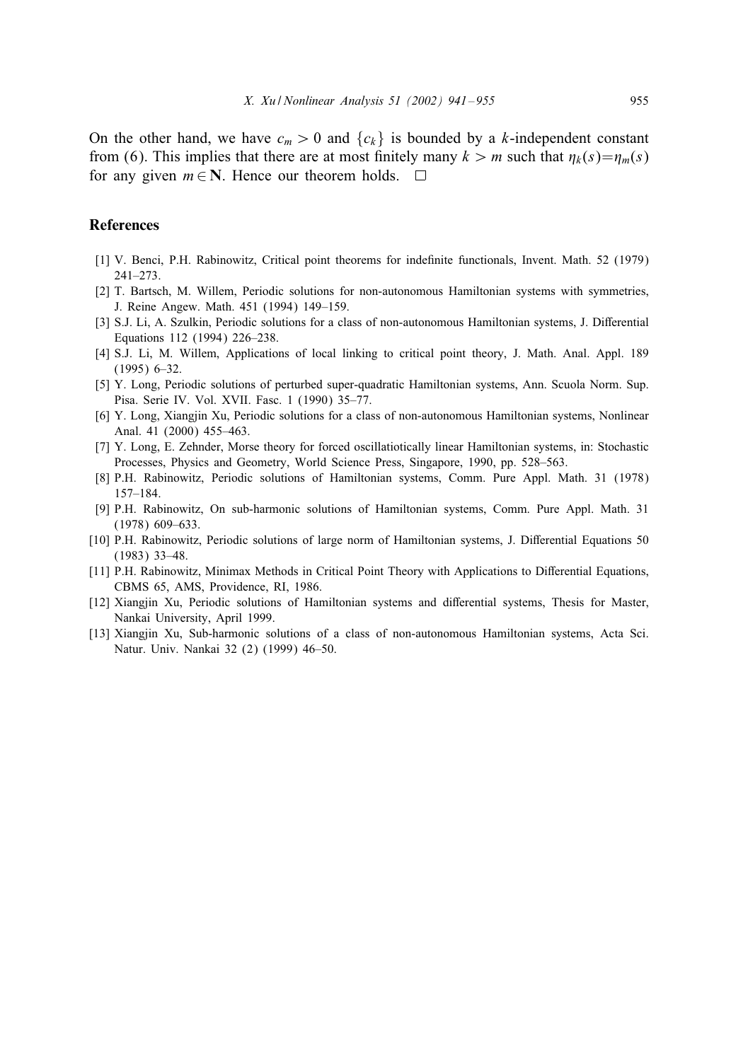On the other hand, we have $c_m > 0$ and $\{c_k\}$ is bounded by a $k$-independent constant from (6). This implies that there are at most finitely many $k > m$ such that $\eta_k(s) = \eta_m(s)$ for any given $m \in \mathbf{N}$. Hence our theorem holds. □

## References

[1] V. Benci, P.H. Rabinowitz, Critical point theorems for indefinite functionals, Invent. Math. 52 (1979) 241–273.

[2] T. Bartsch, M. Willem, Periodic solutions for non-autonomous Hamiltonian systems with symmetries, J. Reine Angew. Math. 451 (1994) 149–159.

[3] S.J. Li, A. Szulkin, Periodic solutions for a class of non-autonomous Hamiltonian systems, J. Differential Equations 112 (1994) 226–238.

[4] S.J. Li, M. Willem, Applications of local linking to critical point theory, J. Math. Anal. Appl. 189 (1995) 6–32.

[5] Y. Long, Periodic solutions of perturbed super-quadratic Hamiltonian systems, Ann. Scuola Norm. Sup. Pisa. Serie IV. Vol. XVII. Fasc. 1 (1990) 35–77.

[6] Y. Long, Xiangjin Xu, Periodic solutions for a class of non-autonomous Hamiltonian systems, Nonlinear Anal. 41 (2000) 455–463.

[7] Y. Long, E. Zehnder, Morse theory for forced oscillatiotically linear Hamiltonian systems, in: Stochastic Processes, Physics and Geometry, World Science Press, Singapore, 1990, pp. 528–563.

[8] P.H. Rabinowitz, Periodic solutions of Hamiltonian systems, Comm. Pure Appl. Math. 31 (1978) 157–184.

[9] P.H. Rabinowitz, On sub-harmonic solutions of Hamiltonian systems, Comm. Pure Appl. Math. 31 (1978) 609–633.

[10] P.H. Rabinowitz, Periodic solutions of large norm of Hamiltonian systems, J. Differential Equations 50 (1983) 33–48.

[11] P.H. Rabinowitz, Minimax Methods in Critical Point Theory with Applications to Differential Equations, CBMS 65, AMS, Providence, RI, 1986.

[12] Xiangjin Xu, Periodic solutions of Hamiltonian systems and differential systems, Thesis for Master, Nankai University, April 1999.

[13] Xiangjin Xu, Sub-harmonic solutions of a class of non-autonomous Hamiltonian systems, Acta Sci. Natur. Univ. Nankai 32 (2) (1999) 46–50.